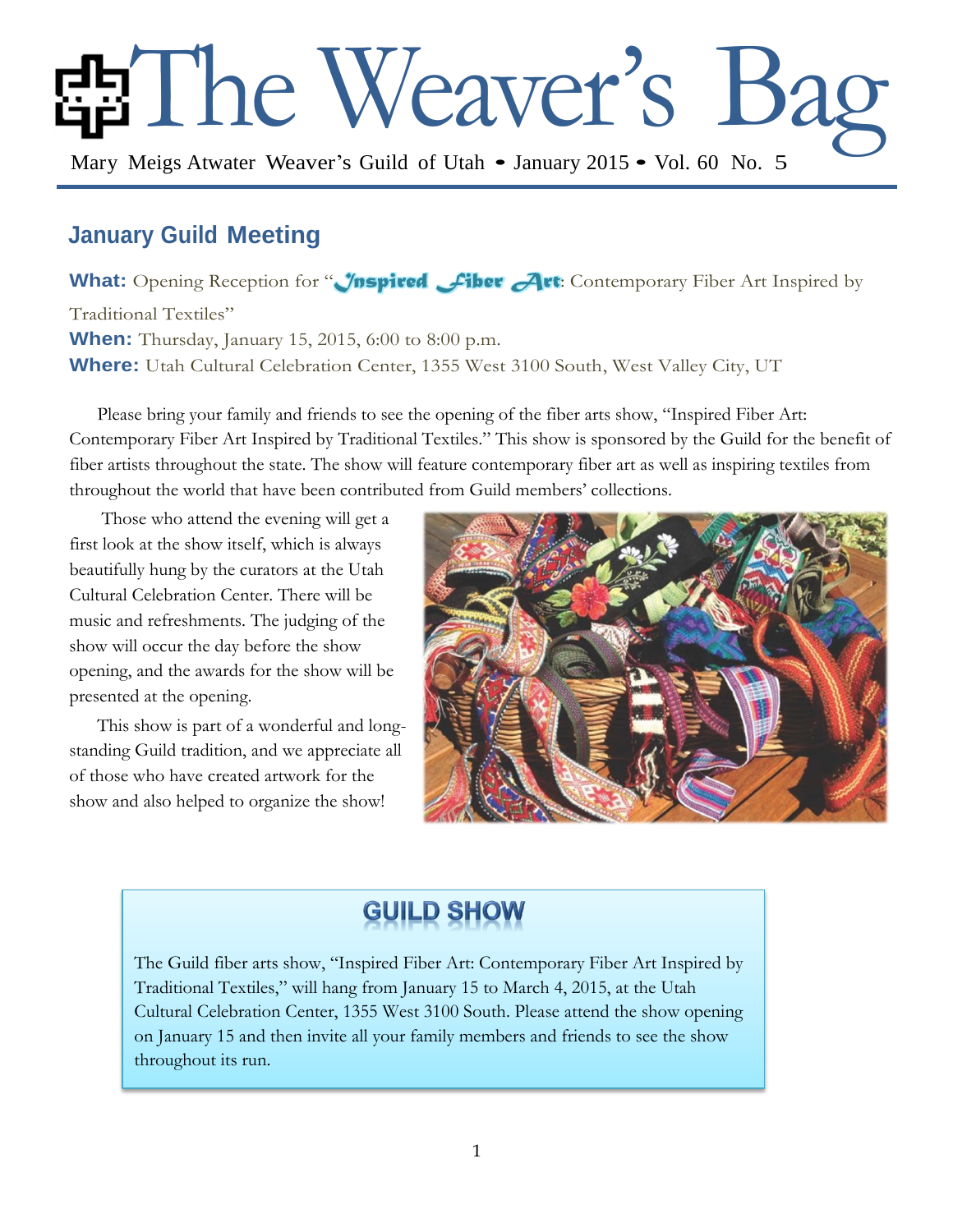# The Weaver's Bag

Mary Meigs Atwater Weaver's Guild of Utah • January 2015 • Vol. 60 No. 5

## January Guild Meeting

**What:** Opening Reception for "Inspired Fiber Art: Contemporary Fiber Art Inspired by Traditional Textiles"

**When:** Thursday, January 15, 2015, 6:00 to 8:00 p.m.

**Where:** Utah Cultural Celebration Center, 1355 West 3100 South, West Valley City, UT

Please bring your family and friends to see the opening of the fiber arts show, "Inspired Fiber Art: Contemporary Fiber Art Inspired by Traditional Textiles." This show is sponsored by the Guild for the benefit of fiber artists throughout the state. The show will feature contemporary fiber art as well as inspiring textiles from throughout the world that have been contributed from Guild members' collections.

Those who attend the evening will get a first look at the show itself, which is always beautifully hung by the curators at the Utah Cultural Celebration Center. There will be music and refreshments. The judging of the show will occur the day before the show opening, and the awards for the show will be presented at the opening.

This show is part of a wonderful and long-standing Guild tradition, and we appreciate all of those who have created artwork for the show and also helped to organize the show!

## GUILD SHOW

The Guild fiber arts show, "Inspired Fiber Art: Contemporary Fiber Art Inspired by Traditional Textiles," will hang from January 15 to March 4, 2015, at the Utah Cultural Celebration Center, 1355 West 3100 South. Please attend the show opening on January 15 and then invite all your family members and friends to see the show throughout its run.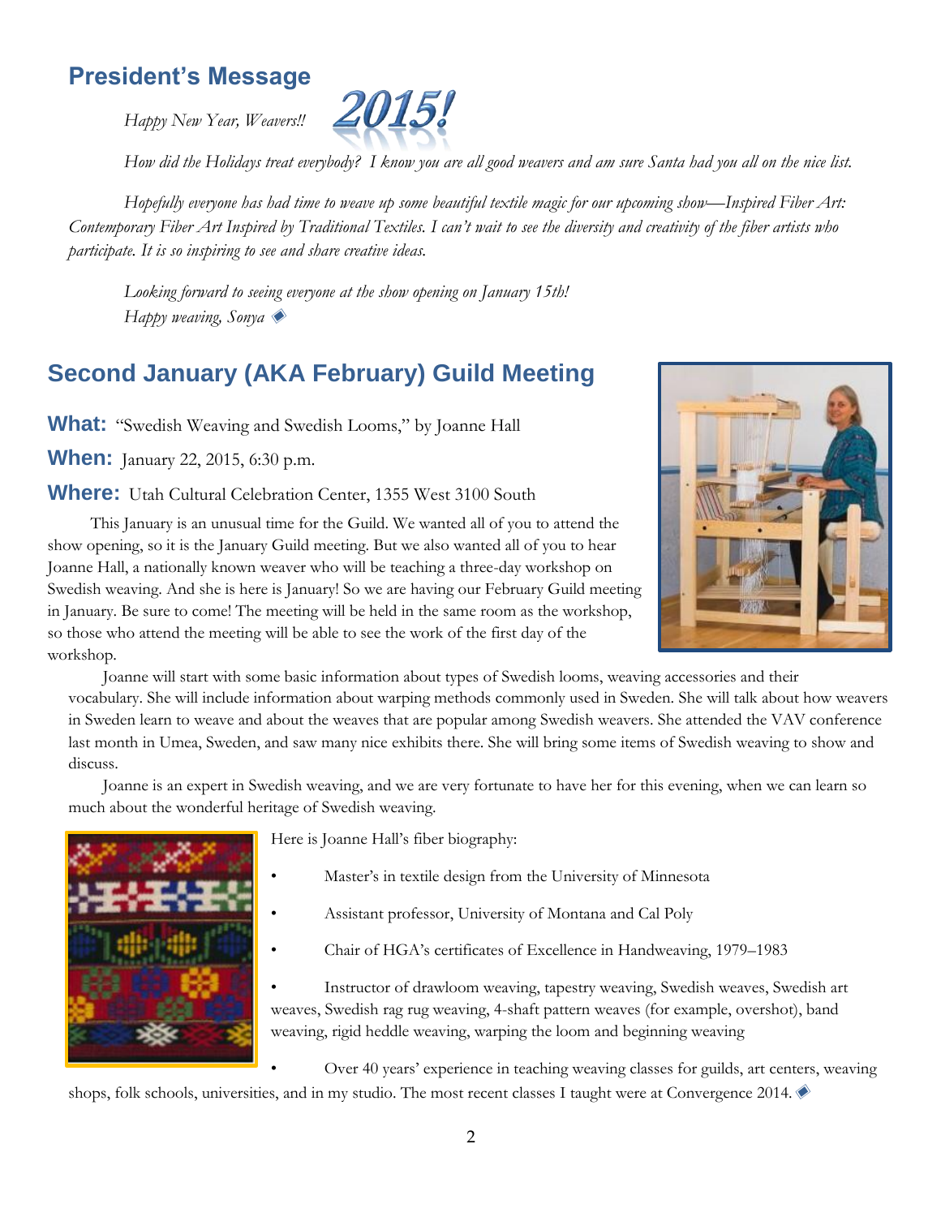## President's Message

*Happy New Year, Weavers!!* 2015!

*How did the Holidays treat everybody? I know you are all good weavers and am sure Santa had you all on the nice list.*

*Hopefully everyone has had time to weave up some beautiful textile magic for our upcoming show—Inspired Fiber Art: Contemporary Fiber Art Inspired by Traditional Textiles. I can't wait to see the diversity and creativity of the fiber artists who participate. It is so inspiring to see and share creative ideas.*

*Looking forward to seeing everyone at the show opening on January 15th!*
*Happy weaving, Sonya* ◈

## Second January (AKA February) Guild Meeting

**What:** "Swedish Weaving and Swedish Looms," by Joanne Hall

**When:** January 22, 2015, 6:30 p.m.

**Where:** Utah Cultural Celebration Center, 1355 West 3100 South

This January is an unusual time for the Guild. We wanted all of you to attend the show opening, so it is the January Guild meeting. But we also wanted all of you to hear Joanne Hall, a nationally known weaver who will be teaching a three-day workshop on Swedish weaving. And she is here is January! So we are having our February Guild meeting in January. Be sure to come! The meeting will be held in the same room as the workshop, so those who attend the meeting will be able to see the work of the first day of the workshop.

Joanne will start with some basic information about types of Swedish looms, weaving accessories and their vocabulary. She will include information about warping methods commonly used in Sweden. She will talk about how weavers in Sweden learn to weave and about the weaves that are popular among Swedish weavers. She attended the VAV conference last month in Umea, Sweden, and saw many nice exhibits there. She will bring some items of Swedish weaving to show and discuss.

Joanne is an expert in Swedish weaving, and we are very fortunate to have her for this evening, when we can learn so much about the wonderful heritage of Swedish weaving.

Here is Joanne Hall's fiber biography:

- Master's in textile design from the University of Minnesota
- Assistant professor, University of Montana and Cal Poly
- Chair of HGA's certificates of Excellence in Handweaving, 1979–1983
- Instructor of drawloom weaving, tapestry weaving, Swedish weaves, Swedish art weaves, Swedish rag rug weaving, 4-shaft pattern weaves (for example, overshot), band weaving, rigid heddle weaving, warping the loom and beginning weaving
- Over 40 years' experience in teaching weaving classes for guilds, art centers, weaving shops, folk schools, universities, and in my studio. The most recent classes I taught were at Convergence 2014. ◈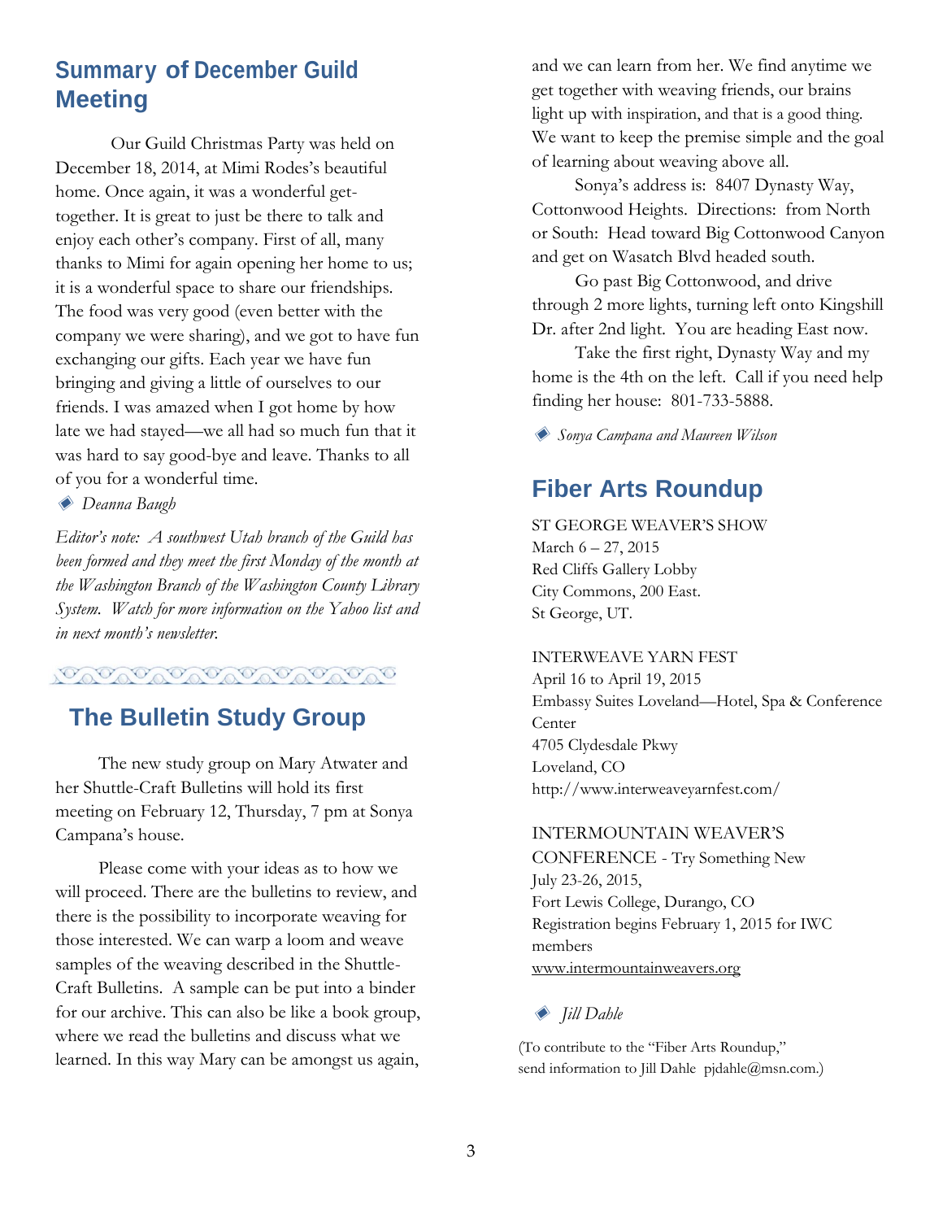## Summary of December Guild Meeting

Our Guild Christmas Party was held on December 18, 2014, at Mimi Rodes's beautiful home. Once again, it was a wonderful get-together. It is great to just be there to talk and enjoy each other's company. First of all, many thanks to Mimi for again opening her home to us; it is a wonderful space to share our friendships. The food was very good (even better with the company we were sharing), and we got to have fun exchanging our gifts. Each year we have fun bringing and giving a little of ourselves to our friends. I was amazed when I got home by how late we had stayed—we all had so much fun that it was hard to say good-bye and leave. Thanks to all of you for a wonderful time.

*Deanna Baugh*

*Editor's note: A southwest Utah branch of the Guild has been formed and they meet the first Monday of the month at the Washington Branch of the Washington County Library System. Watch for more information on the Yahoo list and in next month's newsletter.*

## The Bulletin Study Group

The new study group on Mary Atwater and her Shuttle-Craft Bulletins will hold its first meeting on February 12, Thursday, 7 pm at Sonya Campana's house.

Please come with your ideas as to how we will proceed. There are the bulletins to review, and there is the possibility to incorporate weaving for those interested. We can warp a loom and weave samples of the weaving described in the Shuttle-Craft Bulletins. A sample can be put into a binder for our archive. This can also be like a book group, where we read the bulletins and discuss what we learned. In this way Mary can be amongst us again, and we can learn from her. We find anytime we get together with weaving friends, our brains light up with inspiration, and that is a good thing. We want to keep the premise simple and the goal of learning about weaving above all.

Sonya's address is: 8407 Dynasty Way, Cottonwood Heights. Directions: from North or South: Head toward Big Cottonwood Canyon and get on Wasatch Blvd headed south.

Go past Big Cottonwood, and drive through 2 more lights, turning left onto Kingshill Dr. after 2nd light. You are heading East now.

Take the first right, Dynasty Way and my home is the 4th on the left. Call if you need help finding her house: 801-733-5888.

*Sonya Campana and Maureen Wilson*

## Fiber Arts Roundup

ST GEORGE WEAVER'S SHOW
March 6 – 27, 2015
Red Cliffs Gallery Lobby
City Commons, 200 East.
St George, UT.

INTERWEAVE YARN FEST
April 16 to April 19, 2015
Embassy Suites Loveland—Hotel, Spa & Conference Center
4705 Clydesdale Pkwy
Loveland, CO
http://www.interweaveyarnfest.com/

INTERMOUNTAIN WEAVER'S CONFERENCE - Try Something New
July 23-26, 2015,
Fort Lewis College, Durango, CO
Registration begins February 1, 2015 for IWC members
www.intermountainweavers.org

*Jill Dahle*

(To contribute to the "Fiber Arts Roundup," send information to Jill Dahle pjdahle@msn.com.)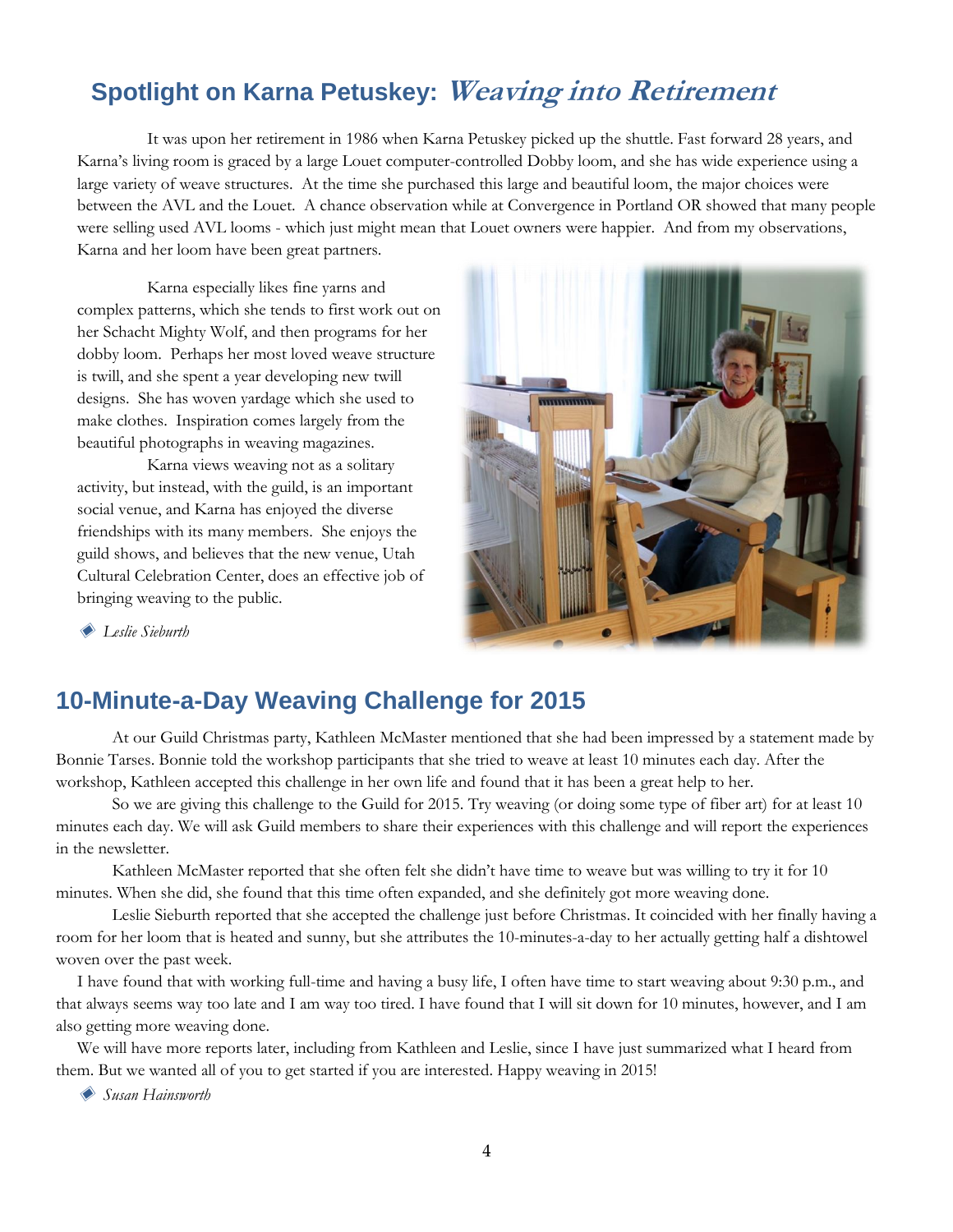## Spotlight on Karna Petuskey: *Weaving into Retirement*

It was upon her retirement in 1986 when Karna Petuskey picked up the shuttle. Fast forward 28 years, and Karna's living room is graced by a large Louet computer-controlled Dobby loom, and she has wide experience using a large variety of weave structures. At the time she purchased this large and beautiful loom, the major choices were between the AVL and the Louet. A chance observation while at Convergence in Portland OR showed that many people were selling used AVL looms - which just might mean that Louet owners were happier. And from my observations, Karna and her loom have been great partners.

Karna especially likes fine yarns and complex patterns, which she tends to first work out on her Schacht Mighty Wolf, and then programs for her dobby loom. Perhaps her most loved weave structure is twill, and she spent a year developing new twill designs. She has woven yardage which she used to make clothes. Inspiration comes largely from the beautiful photographs in weaving magazines.

Karna views weaving not as a solitary activity, but instead, with the guild, is an important social venue, and Karna has enjoyed the diverse friendships with its many members. She enjoys the guild shows, and believes that the new venue, Utah Cultural Celebration Center, does an effective job of bringing weaving to the public.

*Leslie Sieburth*

## 10-Minute-a-Day Weaving Challenge for 2015

At our Guild Christmas party, Kathleen McMaster mentioned that she had been impressed by a statement made by Bonnie Tarses. Bonnie told the workshop participants that she tried to weave at least 10 minutes each day. After the workshop, Kathleen accepted this challenge in her own life and found that it has been a great help to her.

So we are giving this challenge to the Guild for 2015. Try weaving (or doing some type of fiber art) for at least 10 minutes each day. We will ask Guild members to share their experiences with this challenge and will report the experiences in the newsletter.

Kathleen McMaster reported that she often felt she didn't have time to weave but was willing to try it for 10 minutes. When she did, she found that this time often expanded, and she definitely got more weaving done.

Leslie Sieburth reported that she accepted the challenge just before Christmas. It coincided with her finally having a room for her loom that is heated and sunny, but she attributes the 10-minutes-a-day to her actually getting half a dishtowel woven over the past week.

I have found that with working full-time and having a busy life, I often have time to start weaving about 9:30 p.m., and that always seems way too late and I am way too tired. I have found that I will sit down for 10 minutes, however, and I am also getting more weaving done.

We will have more reports later, including from Kathleen and Leslie, since I have just summarized what I heard from them. But we wanted all of you to get started if you are interested. Happy weaving in 2015!

*Susan Hainsworth*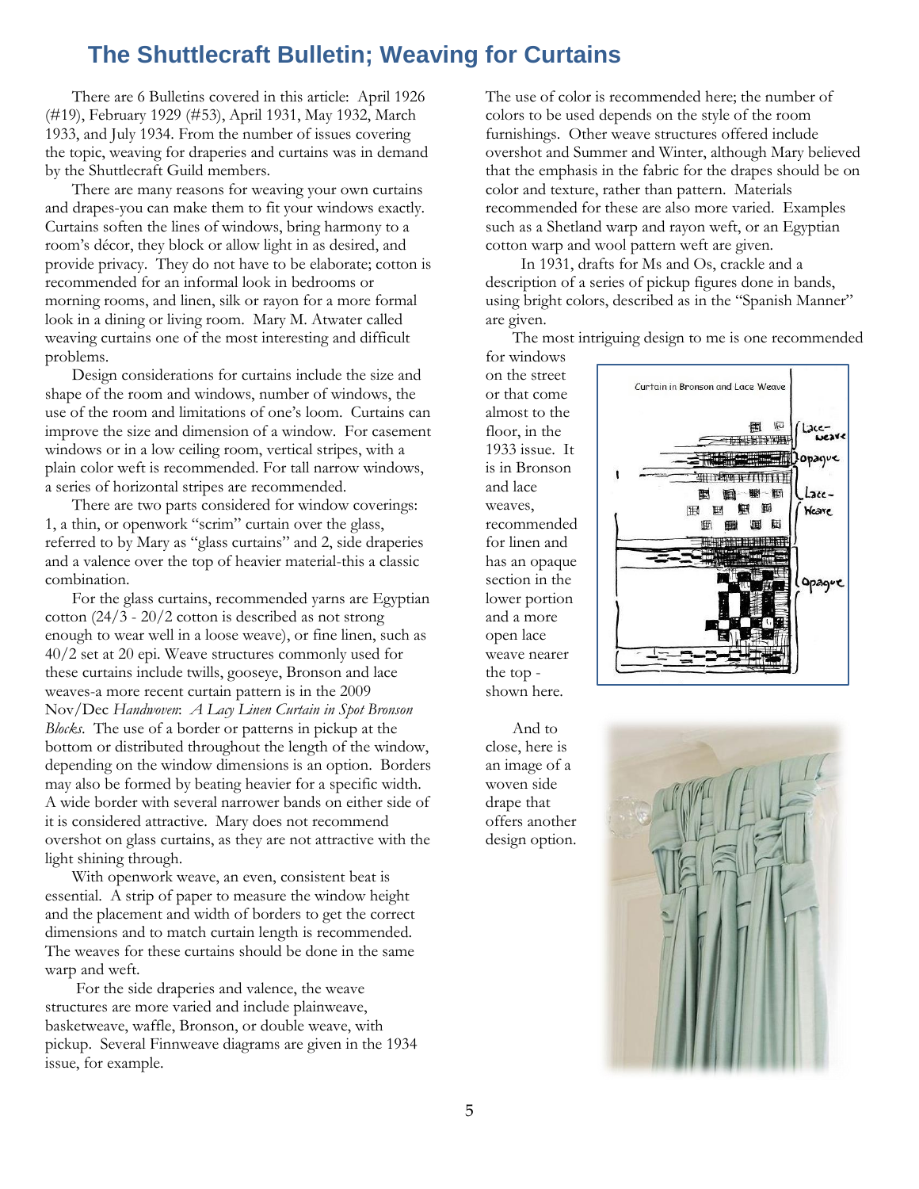# The Shuttlecraft Bulletin; Weaving for Curtains

There are 6 Bulletins covered in this article: April 1926 (#19), February 1929 (#53), April 1931, May 1932, March 1933, and July 1934. From the number of issues covering the topic, weaving for draperies and curtains was in demand by the Shuttlecraft Guild members.

There are many reasons for weaving your own curtains and drapes-you can make them to fit your windows exactly. Curtains soften the lines of windows, bring harmony to a room's décor, they block or allow light in as desired, and provide privacy. They do not have to be elaborate; cotton is recommended for an informal look in bedrooms or morning rooms, and linen, silk or rayon for a more formal look in a dining or living room. Mary M. Atwater called weaving curtains one of the most interesting and difficult problems.

Design considerations for curtains include the size and shape of the room and windows, number of windows, the use of the room and limitations of one's loom. Curtains can improve the size and dimension of a window. For casement windows or in a low ceiling room, vertical stripes, with a plain color weft is recommended. For tall narrow windows, a series of horizontal stripes are recommended.

There are two parts considered for window coverings: 1, a thin, or openwork "scrim" curtain over the glass, referred to by Mary as "glass curtains" and 2, side draperies and a valence over the top of heavier material-this a classic combination.

For the glass curtains, recommended yarns are Egyptian cotton (24/3 - 20/2 cotton is described as not strong enough to wear well in a loose weave), or fine linen, such as 40/2 set at 20 epi. Weave structures commonly used for these curtains include twills, gooseye, Bronson and lace weaves-a more recent curtain pattern is in the 2009 Nov/Dec *Handwoven*: *A Lacy Linen Curtain in Spot Bronson Blocks*. The use of a border or patterns in pickup at the bottom or distributed throughout the length of the window, depending on the window dimensions is an option. Borders may also be formed by beating heavier for a specific width. A wide border with several narrower bands on either side of it is considered attractive. Mary does not recommend overshot on glass curtains, as they are not attractive with the light shining through.

With openwork weave, an even, consistent beat is essential. A strip of paper to measure the window height and the placement and width of borders to get the correct dimensions and to match curtain length is recommended. The weaves for these curtains should be done in the same warp and weft.

For the side draperies and valence, the weave structures are more varied and include plainweave, basketweave, waffle, Bronson, or double weave, with pickup. Several Finnweave diagrams are given in the 1934 issue, for example.

The use of color is recommended here; the number of colors to be used depends on the style of the room furnishings. Other weave structures offered include overshot and Summer and Winter, although Mary believed that the emphasis in the fabric for the drapes should be on color and texture, rather than pattern. Materials recommended for these are also more varied. Examples such as a Shetland warp and rayon weft, or an Egyptian cotton warp and wool pattern weft are given.

In 1931, drafts for Ms and Os, crackle and a description of a series of pickup figures done in bands, using bright colors, described as in the "Spanish Manner" are given.

The most intriguing design to me is one recommended for windows on the street or that come almost to the floor, in the 1933 issue. It is in Bronson and lace weaves, recommended for linen and has an opaque section in the lower portion and a more open lace weave nearer the top - shown here.

Curtain in Bronson and Lace Weave

And to close, here is an image of a woven side drape that offers another design option.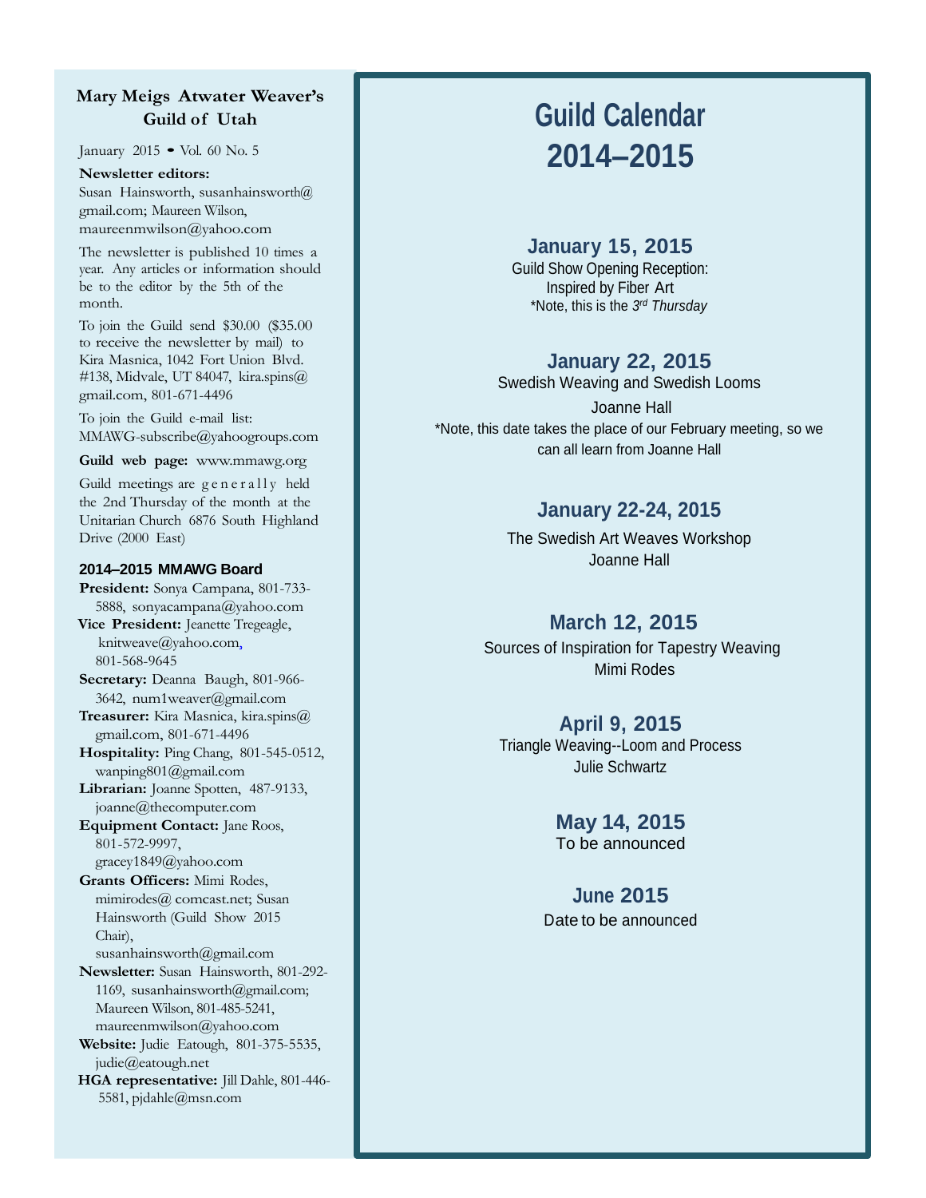**Mary Meigs Atwater Weaver's Guild of Utah**

January 2015 • Vol. 60 No. 5

**Newsletter editors:**
Susan Hainsworth, susanhainsworth@gmail.com; Maureen Wilson, maureenmwilson@yahoo.com

The newsletter is published 10 times a year. Any articles or information should be to the editor by the 5th of the month.

To join the Guild send $30.00 ($35.00 to receive the newsletter by mail) to Kira Masnica, 1042 Fort Union Blvd. #138, Midvale, UT 84047, kira.spins@gmail.com, 801-671-4496

To join the Guild e-mail list: MMAWG-subscribe@yahoogroups.com

**Guild web page:** www.mmawg.org

Guild meetings are generally held the 2nd Thursday of the month at the Unitarian Church 6876 South Highland Drive (2000 East)

**2014–2015 MMAWG Board**

**President:** Sonya Campana, 801-733-5888, sonyacampana@yahoo.com
**Vice President:** Jeanette Tregeagle, knitweave@yahoo.com, 801-568-9645
**Secretary:** Deanna Baugh, 801-966-3642, num1weaver@gmail.com
**Treasurer:** Kira Masnica, kira.spins@gmail.com, 801-671-4496
**Hospitality:** Ping Chang, 801-545-0512, wanping801@gmail.com
**Librarian:** Joanne Spotten, 487-9133, joanne@thecomputer.com
**Equipment Contact:** Jane Roos, 801-572-9997, gracey1849@yahoo.com
**Grants Officers:** Mimi Rodes, mimirodes@ comcast.net; Susan Hainsworth (Guild Show 2015 Chair), susanhainsworth@gmail.com
**Newsletter:** Susan Hainsworth, 801-292-1169, susanhainsworth@gmail.com; Maureen Wilson, 801-485-5241, maureenmwilson@yahoo.com
**Website:** Judie Eatough, 801-375-5535, judie@eatough.net
**HGA representative:** Jill Dahle, 801-446-5581, pjdahle@msn.com

# Guild Calendar 2014–2015

## January 15, 2015

Guild Show Opening Reception: Inspired by Fiber Art
*Note, this is the *3rd Thursday*

## January 22, 2015

Swedish Weaving and Swedish Looms
Joanne Hall
*Note, this date takes the place of our February meeting, so we can all learn from Joanne Hall

## January 22-24, 2015

The Swedish Art Weaves Workshop
Joanne Hall

## March 12, 2015

Sources of Inspiration for Tapestry Weaving
Mimi Rodes

## April 9, 2015

Triangle Weaving--Loom and Process
Julie Schwartz

## May 14, 2015

To be announced

## June 2015

Date to be announced